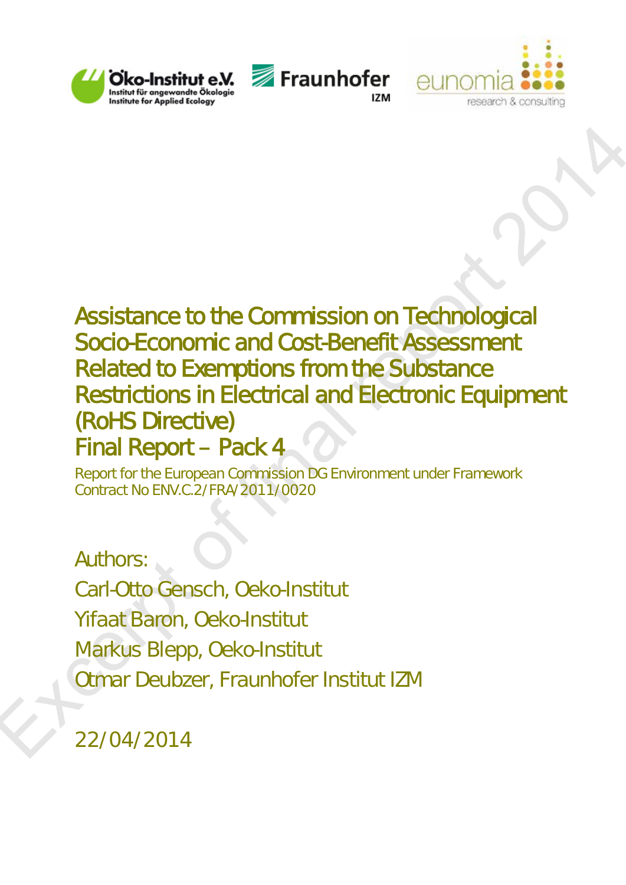# Assistance to the Commission on Technological Socio-Economic and Cost-Benefit Assessment Related to Exemptions from the Substance Restrictions in Electrical and Electronic Equipment (RoHS Directive)

# Final Report – Pack 4

Report for the European Commission DG Environment under Framework Contract No ENV.C.2/FRA/2011/0020

Authors:

Carl-Otto Gensch, Oeko-Institut

Yifaat Baron, Oeko-Institut

Markus Blepp, Oeko-Institut

Otmar Deubzer, Fraunhofer Institut IZM

22/04/2014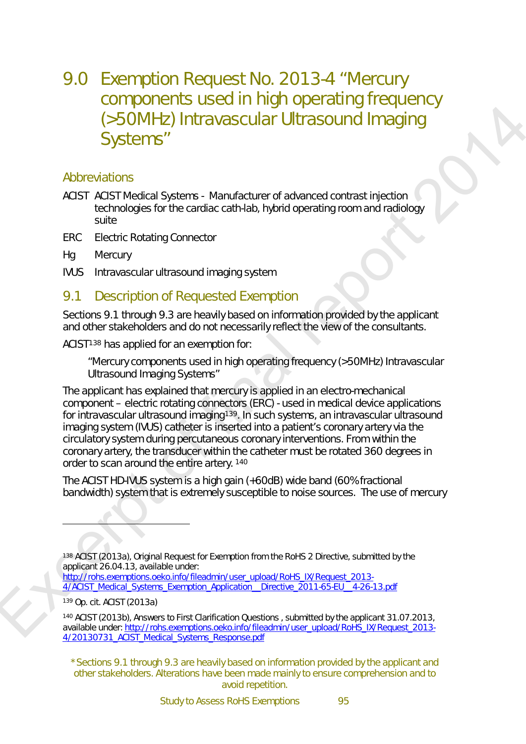# 9.0 Exemption Request No. 2013-4 "Mercury components used in high operating frequency (>50MHz) Intravascular Ultrasound Imaging Systems"

## Abbreviations

ACIST ACIST Medical Systems - Manufacturer of advanced contrast injection technologies for the cardiac cath-lab, hybrid operating room and radiology suite

ERC Electric Rotating Connector

Hg Mercury

IVUS Intravascular ultrasound imaging system

## 9.1 Description of Requested Exemption

Sections 9.1 through 9.3 are heavily based on information provided by the applicant and other stakeholders and do not necessarily reflect the view of the consultants.

ACIST[138] has applied for an exemption for:

> "Mercury components used in high operating frequency (>50MHz) Intravascular Ultrasound Imaging Systems"

The applicant has explained that mercury is applied in an electro-mechanical component – electric rotating connectors (ERC) - used in medical device applications for intravascular ultrasound imaging[139]. In such systems, an intravascular ultrasound imaging system (IVUS) catheter is inserted into a patient's coronary artery via the circulatory system during percutaneous coronary interventions. From within the coronary artery, the transducer within the catheter must be rotated 360 degrees in order to scan around the entire artery. [140]

The ACIST HD-IVUS system is a high gain (+60dB) wide band (60% fractional bandwidth) system that is extremely susceptible to noise sources. The use of mercury

---

[138] ACIST (2013a), Original Request for Exemption from the RoHS 2 Directive, submitted by the applicant 26.04.13, available under: http://rohs.exemptions.oeko.info/fileadmin/user_upload/RoHS_IX/Request_2013-4/ACIST_Medical_Systems_Exemption_Application__Directive_2011-65-EU__4-26-13.pdf

[139] Op. cit. ACIST (2013a)

[140] ACIST (2013b), Answers to First Clarification Questions , submitted by the applicant 31.07.2013, available under: http://rohs.exemptions.oeko.info/fileadmin/user_upload/RoHS_IX/Request_2013-4/20130731_ACIST_Medical_Systems_Response.pdf

* Sections 9.1 through 9.3 are heavily based on information provided by the applicant and other stakeholders. Alterations have been made mainly to ensure comprehension and to avoid repetition.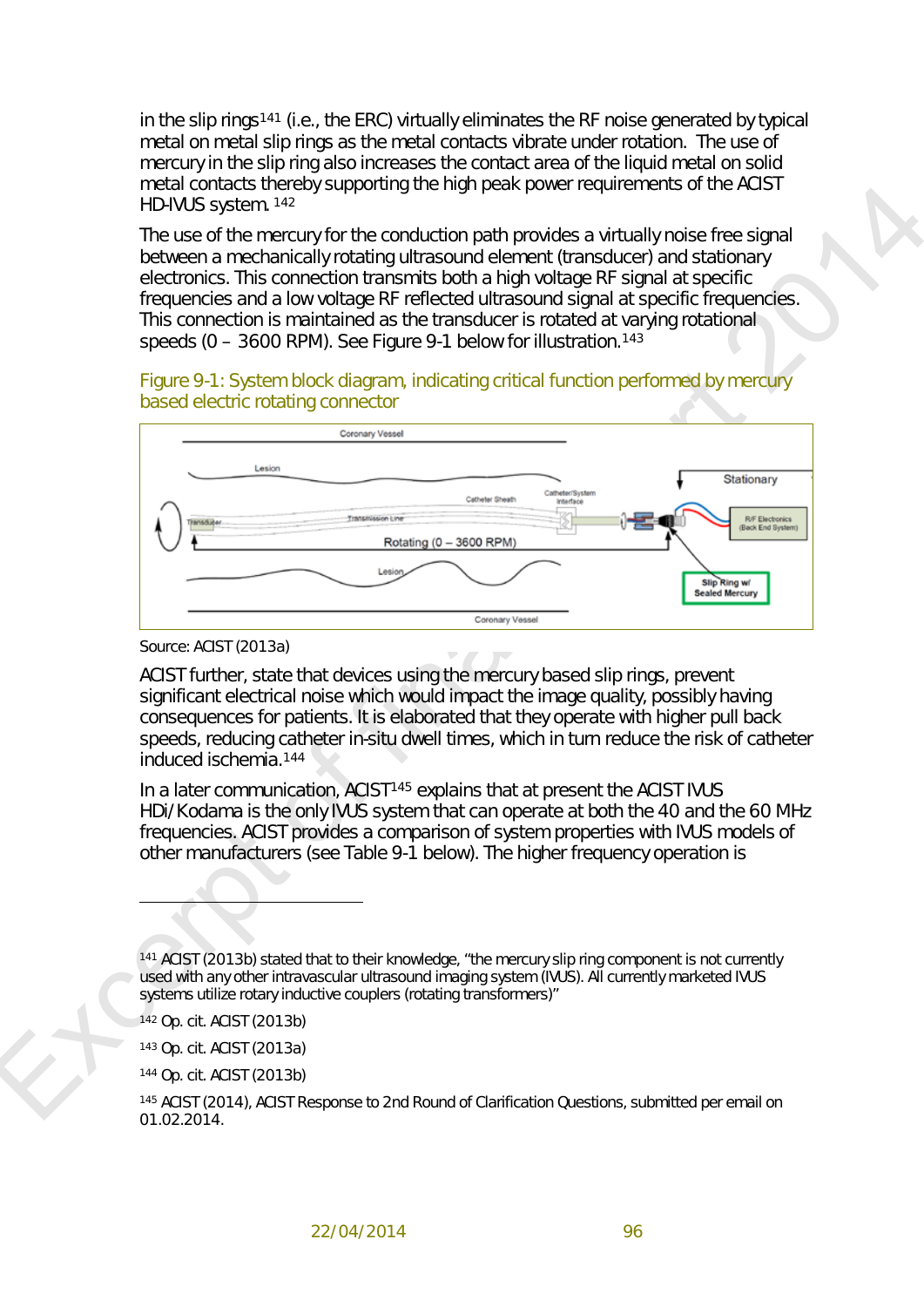in the slip rings[141] (i.e., the ERC) virtually eliminates the RF noise generated by typical metal on metal slip rings as the metal contacts vibrate under rotation. The use of mercury in the slip ring also increases the contact area of the liquid metal on solid metal contacts thereby supporting the high peak power requirements of the ACIST HD-IVUS system.[142]

The use of the mercury for the conduction path provides a virtually noise free signal between a mechanically rotating ultrasound element (transducer) and stationary electronics. This connection transmits both a high voltage RF signal at specific frequencies and a low voltage RF reflected ultrasound signal at specific frequencies. This connection is maintained as the transducer is rotated at varying rotational speeds (0 – 3600 RPM). See Figure 9-1 below for illustration.[143]

Figure 9-1: System block diagram, indicating critical function performed by mercury based electric rotating connector

Source: ACIST (2013a)

ACIST further, state that devices using the mercury based slip rings, prevent significant electrical noise which would impact the image quality, possibly having consequences for patients. It is elaborated that they operate with higher pull back speeds, reducing catheter in-situ dwell times, which in turn reduce the risk of catheter induced ischemia.[144]

In a later communication, ACIST[145] explains that at present the ACIST IVUS HDi/Kodama is the only IVUS system that can operate at both the 40 and the 60 MHz frequencies. ACIST provides a comparison of system properties with IVUS models of other manufacturers (see Table 9-1 below). The higher frequency operation is

---

[141] ACIST (2013b) stated that to their knowledge, "the mercury slip ring component is not currently used with any other intravascular ultrasound imaging system (IVUS). All currently marketed IVUS systems utilize rotary inductive couplers (rotating transformers)"

[142] Op. cit. ACIST (2013b)

[143] Op. cit. ACIST (2013a)

[144] Op. cit. ACIST (2013b)

[145] ACIST (2014), ACIST Response to 2nd Round of Clarification Questions, submitted per email on 01.02.2014.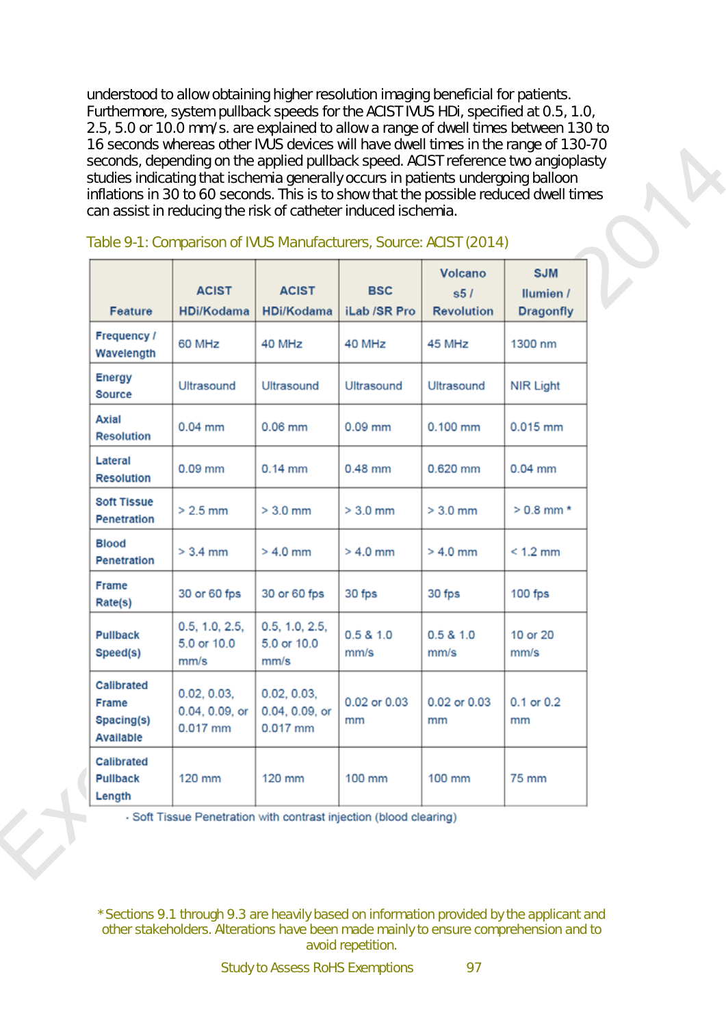understood to allow obtaining higher resolution imaging beneficial for patients. Furthermore, system pullback speeds for the ACIST IVUS HDi, specified at 0.5, 1.0, 2.5, 5.0 or 10.0 mm/s. are explained to allow a range of dwell times between 130 to 16 seconds whereas other IVUS devices will have dwell times in the range of 130-70 seconds, depending on the applied pullback speed. ACIST reference two angioplasty studies indicating that ischemia generally occurs in patients undergoing balloon inflations in 30 to 60 seconds. This is to show that the possible reduced dwell times can assist in reducing the risk of catheter induced ischemia.

Table 9-1: Comparison of IVUS Manufacturers, Source: ACIST (2014)

| Feature | ACIST HDi/Kodama | ACIST HDi/Kodama | BSC iLab /SR Pro | Volcano s5 / Revolution | SJM Ilumien / Dragonfly |
|---|---|---|---|---|---|
| Frequency / Wavelength | 60 MHz | 40 MHz | 40 MHz | 45 MHz | 1300 nm |
| Energy Source | Ultrasound | Ultrasound | Ultrasound | Ultrasound | NIR Light |
| Axial Resolution | 0.04 mm | 0.06 mm | 0.09 mm | 0.100 mm | 0.015 mm |
| Lateral Resolution | 0.09 mm | 0.14 mm | 0.48 mm | 0.620 mm | 0.04 mm |
| Soft Tissue Penetration | > 2.5 mm | > 3.0 mm | > 3.0 mm | > 3.0 mm | > 0.8 mm * |
| Blood Penetration | > 3.4 mm | > 4.0 mm | > 4.0 mm | > 4.0 mm | < 1.2 mm |
| Frame Rate(s) | 30 or 60 fps | 30 or 60 fps | 30 fps | 30 fps | 100 fps |
| Pullback Speed(s) | 0.5, 1.0, 2.5, 5.0 or 10.0 mm/s | 0.5, 1.0, 2.5, 5.0 or 10.0 mm/s | 0.5 & 1.0 mm/s | 0.5 & 1.0 mm/s | 10 or 20 mm/s |
| Calibrated Frame Spacing(s) Available | 0.02, 0.03, 0.04, 0.09, or 0.017 mm | 0.02, 0.03, 0.04, 0.09, or 0.017 mm | 0.02 or 0.03 mm | 0.02 or 0.03 mm | 0.1 or 0.2 mm |
| Calibrated Pullback Length | 120 mm | 120 mm | 100 mm | 100 mm | 75 mm |

- Soft Tissue Penetration with contrast injection (blood clearing)

*Sections 9.1 through 9.3 are heavily based on information provided by the applicant and other stakeholders. Alterations have been made mainly to ensure comprehension and to avoid repetition.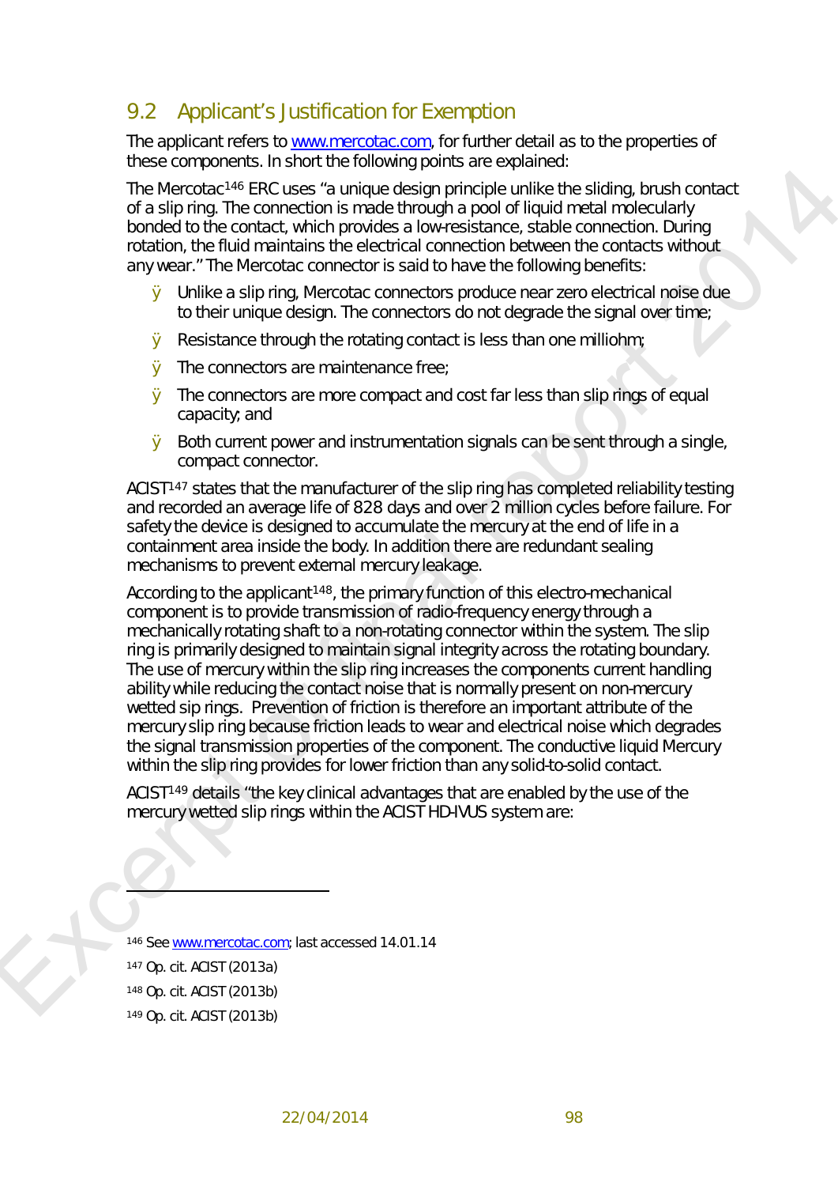## 9.2 Applicant's Justification for Exemption

The applicant refers to www.mercotac.com, for further detail as to the properties of these components. In short the following points are explained:

The Mercotac[146] ERC uses "a unique design principle unlike the sliding, brush contact of a slip ring. The connection is made through a pool of liquid metal molecularly bonded to the contact, which provides a low-resistance, stable connection. During rotation, the fluid maintains the electrical connection between the contacts without any wear." The Mercotac connector is said to have the following benefits:

- Unlike a slip ring, Mercotac connectors produce near zero electrical noise due to their unique design. The connectors do not degrade the signal over time;
- Resistance through the rotating contact is less than one milliohm;
- The connectors are maintenance free;
- The connectors are more compact and cost far less than slip rings of equal capacity; and
- Both current power and instrumentation signals can be sent through a single, compact connector.

ACIST[147] states that the manufacturer of the slip ring has completed reliability testing and recorded an average life of 828 days and over 2 million cycles before failure. For safety the device is designed to accumulate the mercury at the end of life in a containment area inside the body. In addition there are redundant sealing mechanisms to prevent external mercury leakage.

According to the applicant[148], the primary function of this electro-mechanical component is to provide transmission of radio-frequency energy through a mechanically rotating shaft to a non-rotating connector within the system. The slip ring is primarily designed to maintain signal integrity across the rotating boundary. The use of mercury within the slip ring increases the components current handling ability while reducing the contact noise that is normally present on non-mercury wetted sip rings. Prevention of friction is therefore an important attribute of the mercury slip ring because friction leads to wear and electrical noise which degrades the signal transmission properties of the component. The conductive liquid Mercury within the slip ring provides for lower friction than any solid-to-solid contact.

ACIST[149] details "the key clinical advantages that are enabled by the use of the mercury wetted slip rings within the ACIST HD-IVUS system are:

---

[146] See www.mercotac.com; last accessed 14.01.14

[147] Op. cit. ACIST (2013a)

[148] Op. cit. ACIST (2013b)

[149] Op. cit. ACIST (2013b)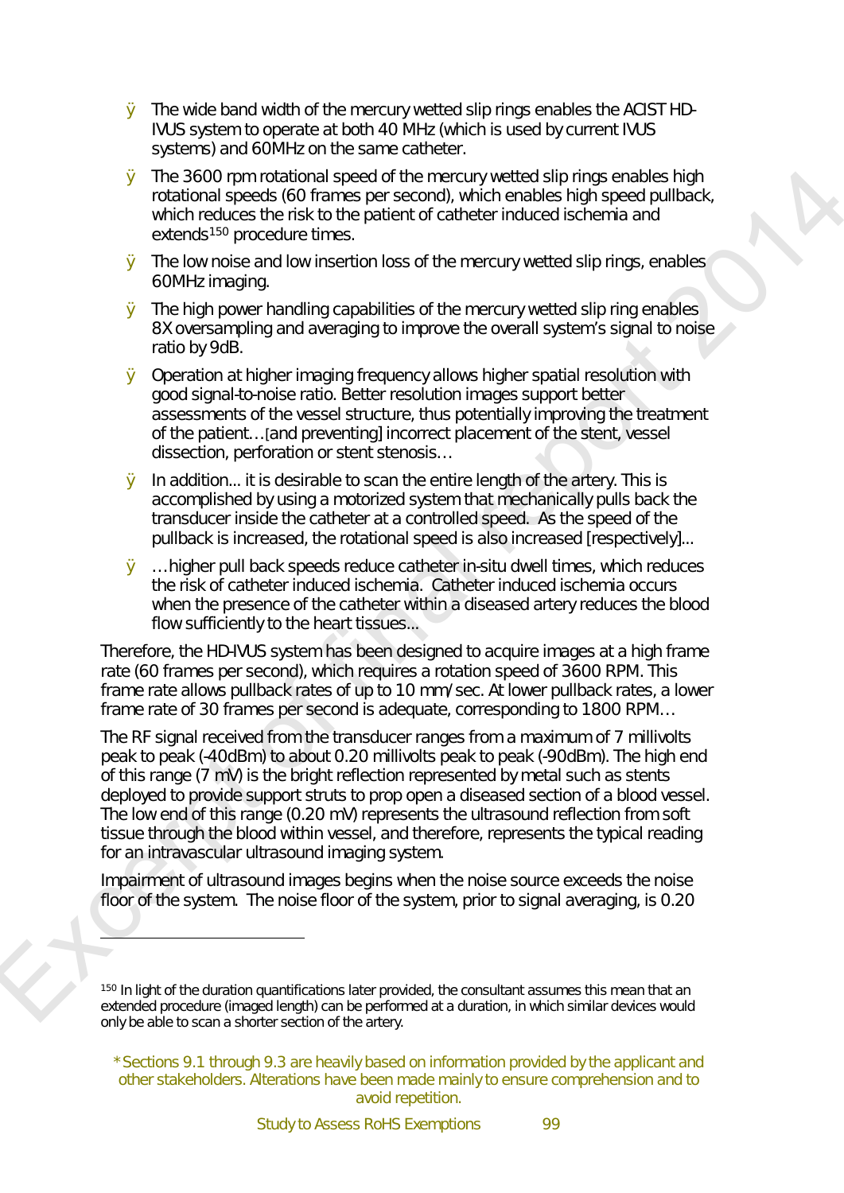- The wide band width of the mercury wetted slip rings enables the ACIST HD-IVUS system to operate at both 40 MHz (which is used by current IVUS systems) and 60MHz on the same catheter.
- The 3600 rpm rotational speed of the mercury wetted slip rings enables high rotational speeds (60 frames per second), which enables high speed pullback, which reduces the risk to the patient of catheter induced ischemia and extends[150] procedure times.
- The low noise and low insertion loss of the mercury wetted slip rings, enables 60MHz imaging.
- The high power handling capabilities of the mercury wetted slip ring enables 8X oversampling and averaging to improve the overall system's signal to noise ratio by 9dB.
- Operation at higher imaging frequency allows higher spatial resolution with good signal-to-noise ratio. Better resolution images support better assessments of the vessel structure, thus potentially improving the treatment of the patient…[and preventing] incorrect placement of the stent, vessel dissection, perforation or stent stenosis…
- In addition... it is desirable to scan the entire length of the artery. This is accomplished by using a motorized system that mechanically pulls back the transducer inside the catheter at a controlled speed. As the speed of the pullback is increased, the rotational speed is also increased [respectively]...
- …higher pull back speeds reduce catheter in-situ dwell times, which reduces the risk of catheter induced ischemia. Catheter induced ischemia occurs when the presence of the catheter within a diseased artery reduces the blood flow sufficiently to the heart tissues...

Therefore, the HD-IVUS system has been designed to acquire images at a high frame rate (60 frames per second), which requires a rotation speed of 3600 RPM. This frame rate allows pullback rates of up to 10 mm/sec. At lower pullback rates, a lower frame rate of 30 frames per second is adequate, corresponding to 1800 RPM…

The RF signal received from the transducer ranges from a maximum of 7 millivolts peak to peak (-40dBm) to about 0.20 millivolts peak to peak (-90dBm). The high end of this range (7 mV) is the bright reflection represented by metal such as stents deployed to provide support struts to prop open a diseased section of a blood vessel. The low end of this range (0.20 mV) represents the ultrasound reflection from soft tissue through the blood within vessel, and therefore, represents the typical reading for an intravascular ultrasound imaging system.

Impairment of ultrasound images begins when the noise source exceeds the noise floor of the system. The noise floor of the system, prior to signal averaging, is 0.20

[150] In light of the duration quantifications later provided, the consultant assumes this mean that an extended procedure (imaged length) can be performed at a duration, in which similar devices would only be able to scan a shorter section of the artery.

*Sections 9.1 through 9.3 are heavily based on information provided by the applicant and other stakeholders. Alterations have been made mainly to ensure comprehension and to avoid repetition.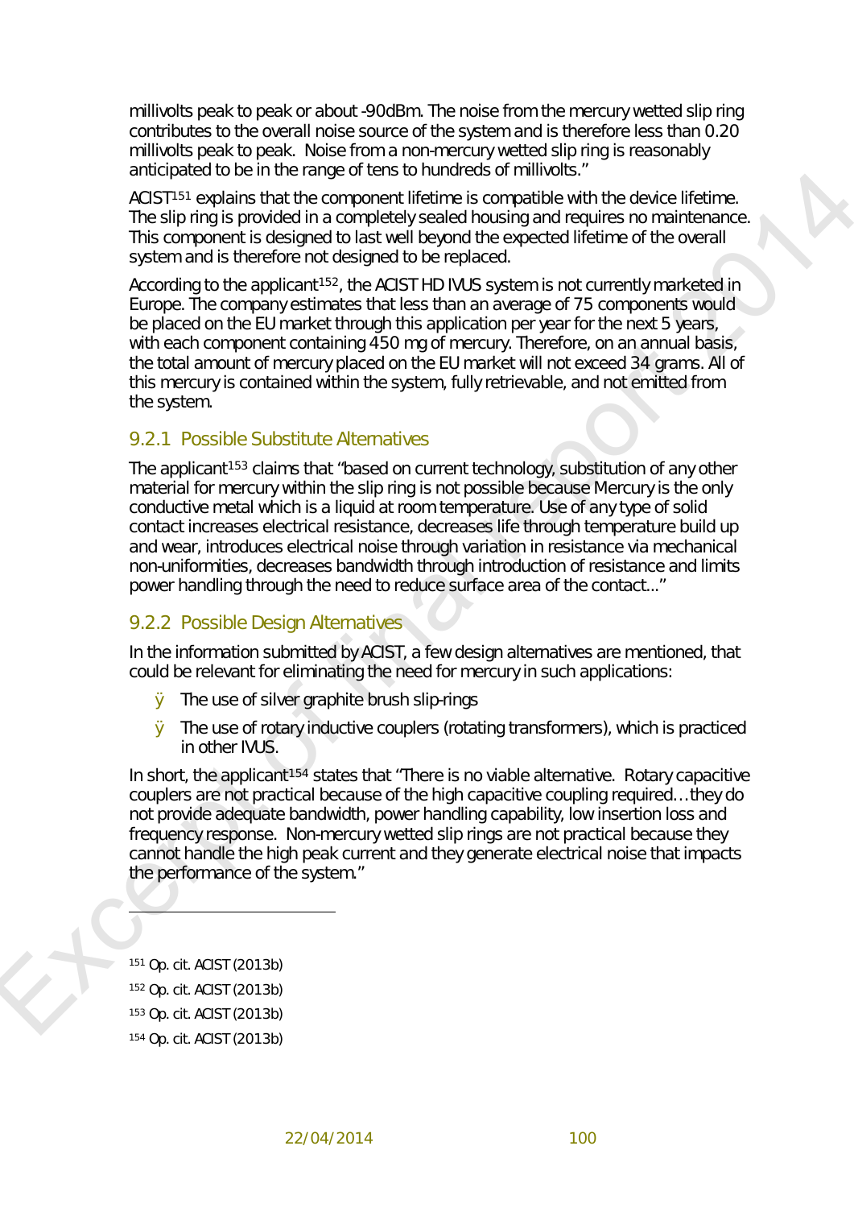millivolts peak to peak or about -90dBm. The noise from the mercury wetted slip ring contributes to the overall noise source of the system and is therefore less than 0.20 millivolts peak to peak. Noise from a non-mercury wetted slip ring is reasonably anticipated to be in the range of tens to hundreds of millivolts."

ACIST[151] explains that the component lifetime is compatible with the device lifetime. The slip ring is provided in a completely sealed housing and requires no maintenance. This component is designed to last well beyond the expected lifetime of the overall system and is therefore not designed to be replaced.

According to the applicant[152], the ACIST HD IVUS system is not currently marketed in Europe. The company estimates that less than an average of 75 components would be placed on the EU market through this application per year for the next 5 years, with each component containing 450 mg of mercury. Therefore, on an annual basis, the total amount of mercury placed on the EU market will not exceed 34 grams. All of this mercury is contained within the system, fully retrievable, and not emitted from the system.

### 9.2.1 Possible Substitute Alternatives

The applicant[153] claims that "based on current technology, substitution of any other material for mercury within the slip ring is not possible because Mercury is the only conductive metal which is a liquid at room temperature. Use of any type of solid contact increases electrical resistance, decreases life through temperature build up and wear, introduces electrical noise through variation in resistance via mechanical non-uniformities, decreases bandwidth through introduction of resistance and limits power handling through the need to reduce surface area of the contact..."

### 9.2.2 Possible Design Alternatives

In the information submitted by ACIST, a few design alternatives are mentioned, that could be relevant for eliminating the need for mercury in such applications:

- The use of silver graphite brush slip-rings
- The use of rotary inductive couplers (rotating transformers), which is practiced in other IVUS.

In short, the applicant[154] states that "There is no viable alternative. Rotary capacitive couplers are not practical because of the high capacitive coupling required…they do not provide adequate bandwidth, power handling capability, low insertion loss and frequency response. Non-mercury wetted slip rings are not practical because they cannot handle the high peak current and they generate electrical noise that impacts the performance of the system."

---

[151] Op. cit. ACIST (2013b)

[152] Op. cit. ACIST (2013b)

[153] Op. cit. ACIST (2013b)

[154] Op. cit. ACIST (2013b)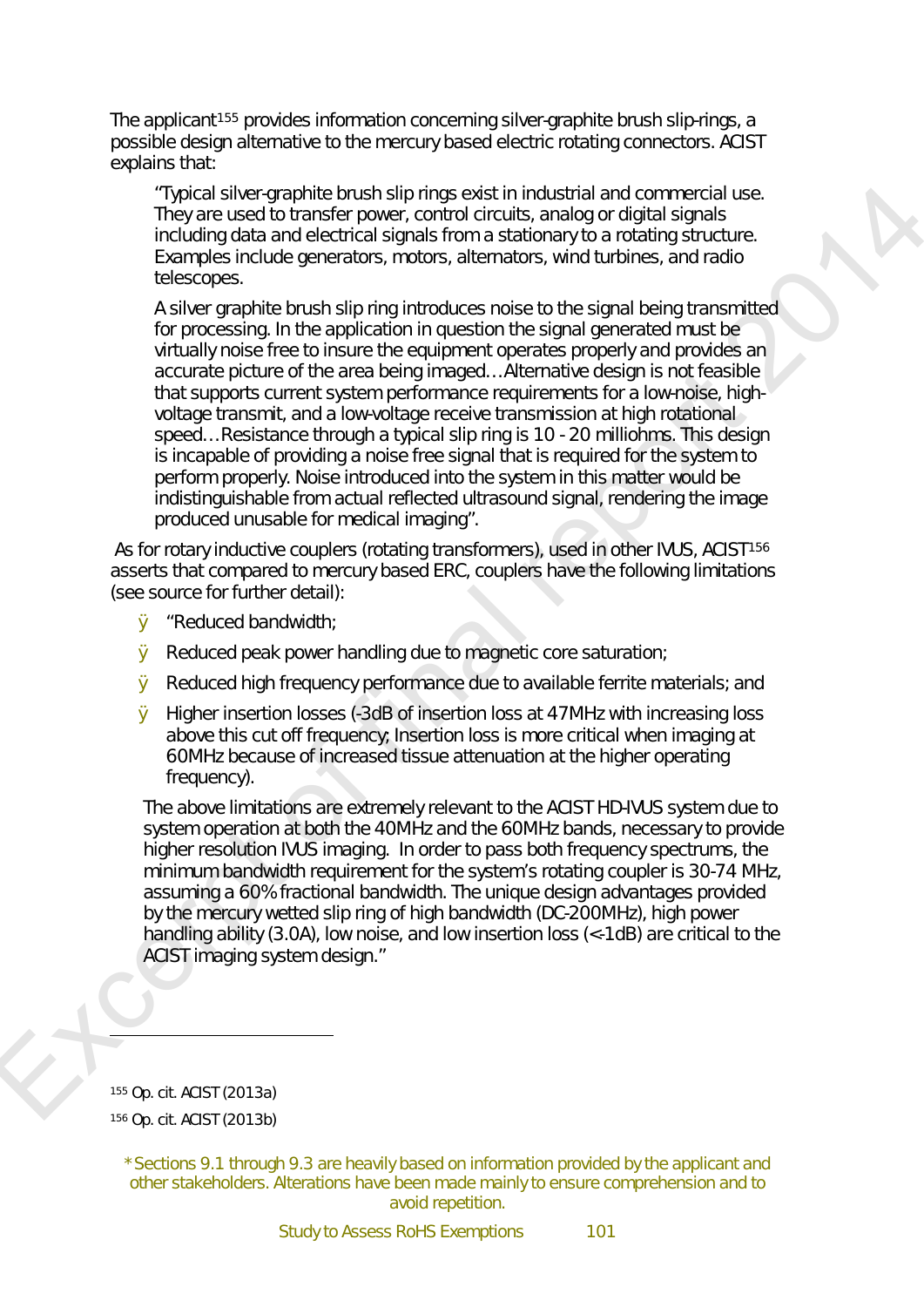The applicant[155] provides information concerning silver-graphite brush slip-rings, a possible design alternative to the mercury based electric rotating connectors. ACIST explains that:

> "Typical silver-graphite brush slip rings exist in industrial and commercial use. They are used to transfer power, control circuits, analog or digital signals including data and electrical signals from a stationary to a rotating structure. Examples include generators, motors, alternators, wind turbines, and radio telescopes.
>
> A silver graphite brush slip ring introduces noise to the signal being transmitted for processing. In the application in question the signal generated must be virtually noise free to insure the equipment operates properly and provides an accurate picture of the area being imaged…Alternative design is not feasible that supports current system performance requirements for a low-noise, high-voltage transmit, and a low-voltage receive transmission at high rotational speed…Resistance through a typical slip ring is 10 - 20 milliohms. This design is incapable of providing a noise free signal that is required for the system to perform properly. Noise introduced into the system in this matter would be indistinguishable from actual reflected ultrasound signal, rendering the image produced unusable for medical imaging".

As for rotary inductive couplers (rotating transformers), used in other IVUS, ACIST[156] asserts that compared to mercury based ERC, couplers have the following limitations (see source for further detail):

> - "Reduced bandwidth;
> - Reduced peak power handling due to magnetic core saturation;
> - Reduced high frequency performance due to available ferrite materials; and
> - Higher insertion losses (-3dB of insertion loss at 47MHz with increasing loss above this cut off frequency; Insertion loss is more critical when imaging at 60MHz because of increased tissue attenuation at the higher operating frequency).
>
> The above limitations are extremely relevant to the ACIST HD-IVUS system due to system operation at both the 40MHz and the 60MHz bands, necessary to provide higher resolution IVUS imaging. In order to pass both frequency spectrums, the minimum bandwidth requirement for the system's rotating coupler is 30-74 MHz, assuming a 60% fractional bandwidth. The unique design advantages provided by the mercury wetted slip ring of high bandwidth (DC-200MHz), high power handling ability (3.0A), low noise, and low insertion loss (<-1dB) are critical to the ACIST imaging system design."

---

[155] Op. cit. ACIST (2013a)

[156] Op. cit. ACIST (2013b)

\* Sections 9.1 through 9.3 are heavily based on information provided by the applicant and other stakeholders. Alterations have been made mainly to ensure comprehension and to avoid repetition.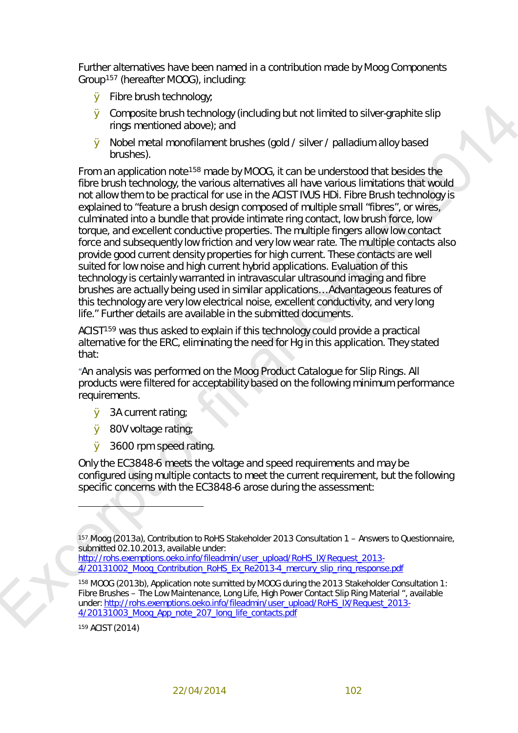Further alternatives have been named in a contribution made by Moog Components Group[157] (hereafter MOOG), including:

- Fibre brush technology;
- Composite brush technology (including but not limited to silver-graphite slip rings mentioned above); and
- Nobel metal monofilament brushes (gold / silver / palladium alloy based brushes).

From an application note[158] made by MOOG, it can be understood that besides the fibre brush technology, the various alternatives all have various limitations that would not allow them to be practical for use in the ACIST IVUS HDi. Fibre Brush technology is explained to "feature a brush design composed of multiple small "fibres", or wires, culminated into a bundle that provide intimate ring contact, low brush force, low torque, and excellent conductive properties. The multiple fingers allow low contact force and subsequently low friction and very low wear rate. The multiple contacts also provide good current density properties for high current. These contacts are well suited for low noise and high current hybrid applications. Evaluation of this technology is certainly warranted in intravascular ultrasound imaging and fibre brushes are actually being used in similar applications…Advantageous features of this technology are very low electrical noise, excellent conductivity, and very long life." Further details are available in the submitted documents.

ACIST[159] was thus asked to explain if this technology could provide a practical alternative for the ERC, eliminating the need for Hg in this application. They stated that:

"An analysis was performed on the Moog Product Catalogue for Slip Rings. All products were filtered for acceptability based on the following minimum performance requirements.

- 3A current rating;
- 80V voltage rating;
- 3600 rpm speed rating.

Only the EC3848-6 meets the voltage and speed requirements and may be configured using multiple contacts to meet the current requirement, but the following specific concerns with the EC3848-6 arose during the assessment:

---

[157] Moog (2013a), Contribution to RoHS Stakeholder 2013 Consultation 1 – Answers to Questionnaire, submitted 02.10.2013, available under: http://rohs.exemptions.oeko.info/fileadmin/user_upload/RoHS_IX/Request_2013-4/20131002_Moog_Contribution_RoHS_Ex_Re2013-4_mercury_slip_ring_response.pdf

[158] MOOG (2013b), Application note sumitted by MOOG during the 2013 Stakeholder Consultation 1: Fibre Brushes – The Low Maintenance, Long Life, High Power Contact Slip Ring Material ", available under: http://rohs.exemptions.oeko.info/fileadmin/user_upload/RoHS_IX/Request_2013-4/20131003_Moog_App_note_207_long_life_contacts.pdf

[159] ACIST (2014)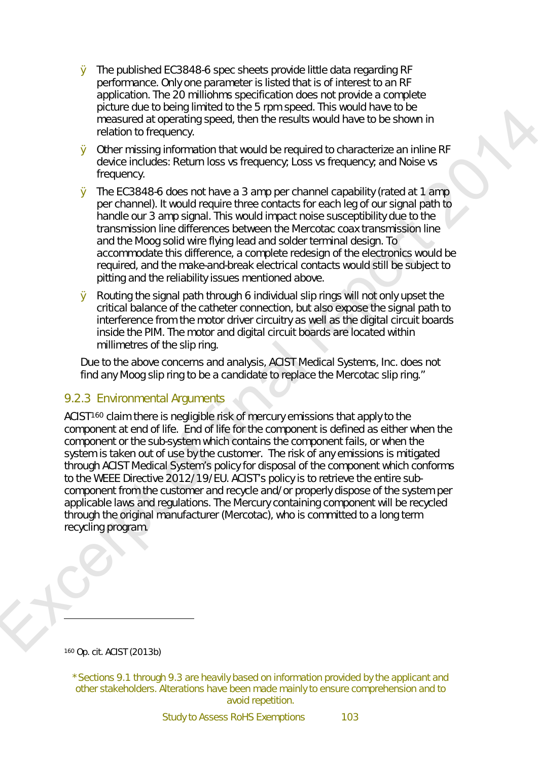- The published EC3848-6 spec sheets provide little data regarding RF performance. Only one parameter is listed that is of interest to an RF application. The 20 milliohms specification does not provide a complete picture due to being limited to the 5 rpm speed. This would have to be measured at operating speed, then the results would have to be shown in relation to frequency.
- Other missing information that would be required to characterize an inline RF device includes: Return loss vs frequency; Loss vs frequency; and Noise vs frequency.
- The EC3848-6 does not have a 3 amp per channel capability (rated at 1 amp per channel). It would require three contacts for each leg of our signal path to handle our 3 amp signal. This would impact noise susceptibility due to the transmission line differences between the Mercotac coax transmission line and the Moog solid wire flying lead and solder terminal design. To accommodate this difference, a complete redesign of the electronics would be required, and the make-and-break electrical contacts would still be subject to pitting and the reliability issues mentioned above.
- Routing the signal path through 6 individual slip rings will not only upset the critical balance of the catheter connection, but also expose the signal path to interference from the motor driver circuitry as well as the digital circuit boards inside the PIM. The motor and digital circuit boards are located within millimetres of the slip ring.

Due to the above concerns and analysis, ACIST Medical Systems, Inc. does not find any Moog slip ring to be a candidate to replace the Mercotac slip ring."

### 9.2.3 Environmental Arguments

ACIST[160] claim there is negligible risk of mercury emissions that apply to the component at end of life. End of life for the component is defined as either when the component or the sub-system which contains the component fails, or when the system is taken out of use by the customer. The risk of any emissions is mitigated through ACIST Medical System's policy for disposal of the component which conforms to the WEEE Directive 2012/19/EU. ACIST's policy is to retrieve the entire sub-component from the customer and recycle and/or properly dispose of the system per applicable laws and regulations. The Mercury containing component will be recycled through the original manufacturer (Mercotac), who is committed to a long term recycling program.

[160] Op. cit. ACIST (2013b)

* Sections 9.1 through 9.3 are heavily based on information provided by the applicant and other stakeholders. Alterations have been made mainly to ensure comprehension and to avoid repetition.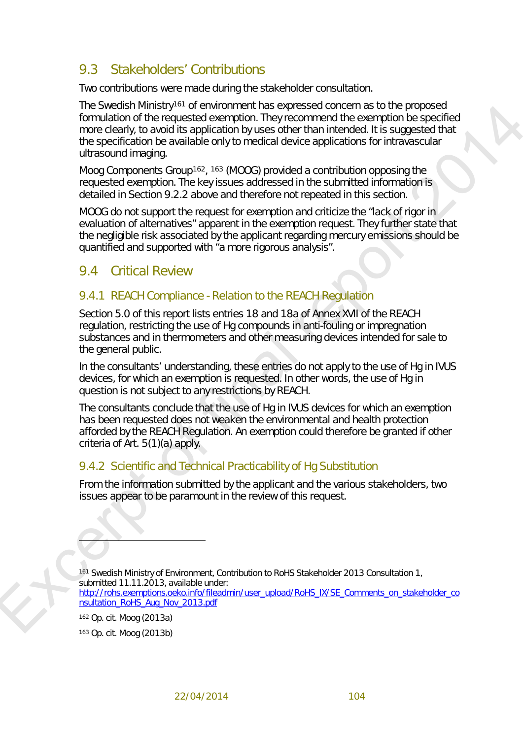## 9.3 Stakeholders' Contributions

Two contributions were made during the stakeholder consultation.

The Swedish Ministry[161] of environment has expressed concern as to the proposed formulation of the requested exemption. They recommend the exemption be specified more clearly, to avoid its application by uses other than intended. It is suggested that the specification be available only to medical device applications for intravascular ultrasound imaging.

Moog Components Group[162], [163] (MOOG) provided a contribution opposing the requested exemption. The key issues addressed in the submitted information is detailed in Section 9.2.2 above and therefore not repeated in this section.

MOOG do not support the request for exemption and criticize the "lack of rigor in evaluation of alternatives" apparent in the exemption request. They further state that the negligible risk associated by the applicant regarding mercury emissions should be quantified and supported with "a more rigorous analysis".

## 9.4 Critical Review

### 9.4.1 REACH Compliance - Relation to the REACH Regulation

Section 5.0 of this report lists entries 18 and 18a of Annex XVII of the REACH regulation, restricting the use of Hg compounds in anti-fouling or impregnation substances and in thermometers and other measuring devices intended for sale to the general public.

In the consultants' understanding, these entries do not apply to the use of Hg in IVUS devices, for which an exemption is requested. In other words, the use of Hg in question is not subject to any restrictions by REACH.

The consultants conclude that the use of Hg in IVUS devices for which an exemption has been requested does not weaken the environmental and health protection afforded by the REACH Regulation. An exemption could therefore be granted if other criteria of Art. 5(1)(a) apply.

### 9.4.2 Scientific and Technical Practicability of Hg Substitution

From the information submitted by the applicant and the various stakeholders, two issues appear to be paramount in the review of this request.

---

[161] Swedish Ministry of Environment, Contribution to RoHS Stakeholder 2013 Consultation 1, submitted 11.11.2013, available under: http://rohs.exemptions.oeko.info/fileadmin/user_upload/RoHS_IX/SE_Comments_on_stakeholder_consultation_RoHS_Aug_Nov_2013.pdf

[162] Op. cit. Moog (2013a)

[163] Op. cit. Moog (2013b)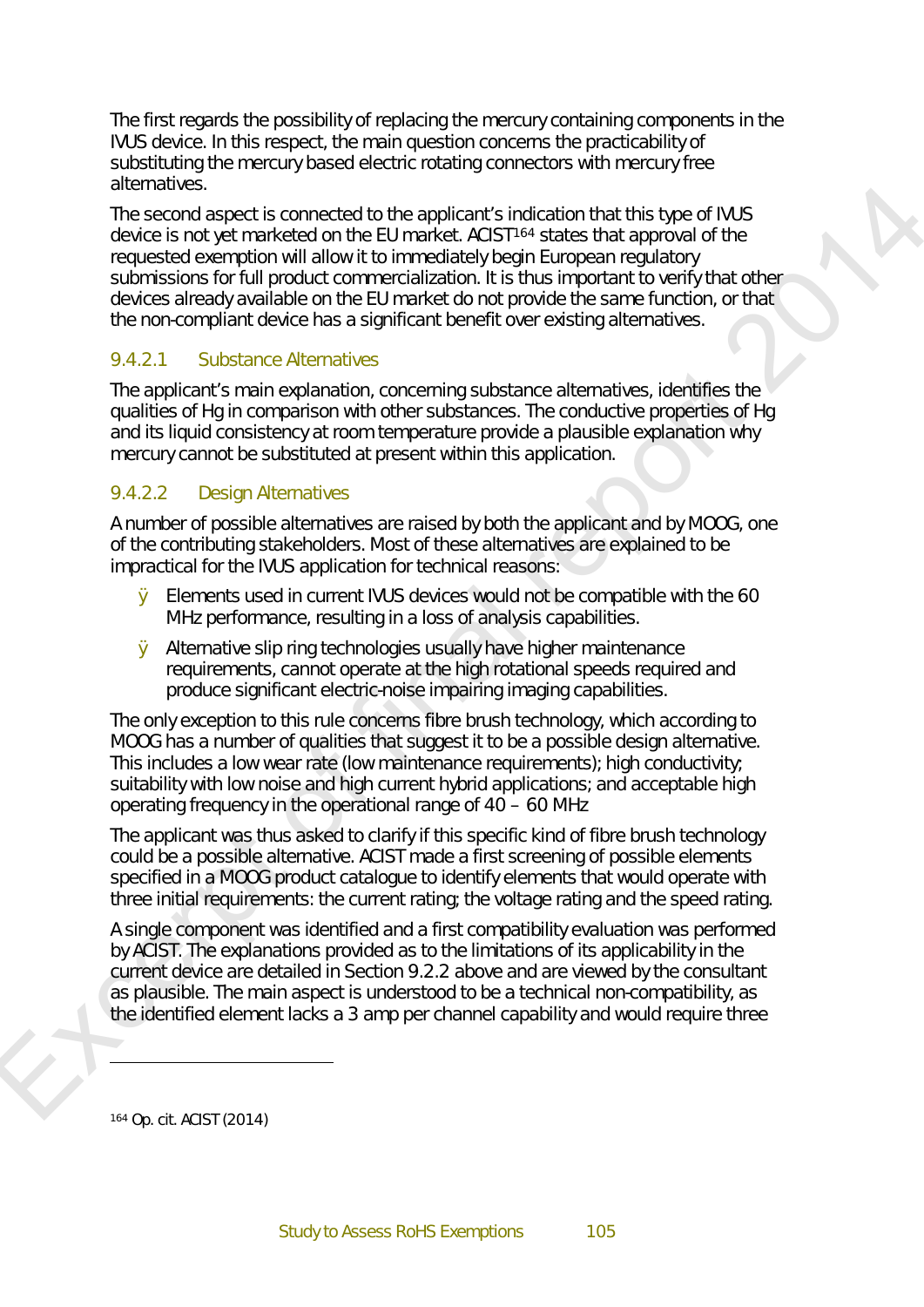The first regards the possibility of replacing the mercury containing components in the IVUS device. In this respect, the main question concerns the practicability of substituting the mercury based electric rotating connectors with mercury free alternatives.

The second aspect is connected to the applicant's indication that this type of IVUS device is not yet marketed on the EU market. ACIST[164] states that approval of the requested exemption will allow it to immediately begin European regulatory submissions for full product commercialization. It is thus important to verify that other devices already available on the EU market do not provide the same function, or that the non-compliant device has a significant benefit over existing alternatives.

### 9.4.2.1 Substance Alternatives

The applicant's main explanation, concerning substance alternatives, identifies the qualities of Hg in comparison with other substances. The conductive properties of Hg and its liquid consistency at room temperature provide a plausible explanation why mercury cannot be substituted at present within this application.

### 9.4.2.2 Design Alternatives

A number of possible alternatives are raised by both the applicant and by MOOG, one of the contributing stakeholders. Most of these alternatives are explained to be impractical for the IVUS application for technical reasons:

- Elements used in current IVUS devices would not be compatible with the 60 MHz performance, resulting in a loss of analysis capabilities.
- Alternative slip ring technologies usually have higher maintenance requirements, cannot operate at the high rotational speeds required and produce significant electric-noise impairing imaging capabilities.

The only exception to this rule concerns fibre brush technology, which according to MOOG has a number of qualities that suggest it to be a possible design alternative. This includes a low wear rate (low maintenance requirements); high conductivity; suitability with low noise and high current hybrid applications; and acceptable high operating frequency in the operational range of 40 – 60 MHz

The applicant was thus asked to clarify if this specific kind of fibre brush technology could be a possible alternative. ACIST made a first screening of possible elements specified in a MOOG product catalogue to identify elements that would operate with three initial requirements: the current rating; the voltage rating and the speed rating.

A single component was identified and a first compatibility evaluation was performed by ACIST. The explanations provided as to the limitations of its applicability in the current device are detailed in Section 9.2.2 above and are viewed by the consultant as plausible. The main aspect is understood to be a technical non-compatibility, as the identified element lacks a 3 amp per channel capability and would require three

[164] Op. cit. ACIST (2014)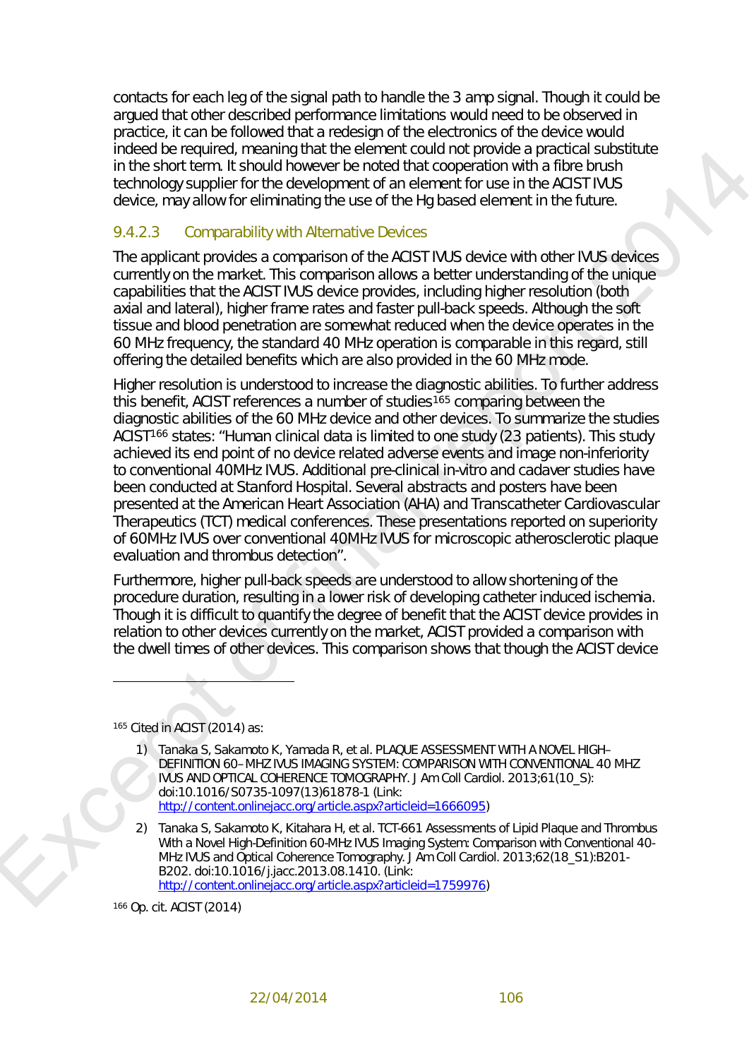contacts for each leg of the signal path to handle the 3 amp signal. Though it could be argued that other described performance limitations would need to be observed in practice, it can be followed that a redesign of the electronics of the device would indeed be required, meaning that the element could not provide a practical substitute in the short term. It should however be noted that cooperation with a fibre brush technology supplier for the development of an element for use in the ACIST IVUS device, may allow for eliminating the use of the Hg based element in the future.

#### 9.4.2.3 Comparability with Alternative Devices

The applicant provides a comparison of the ACIST IVUS device with other IVUS devices currently on the market. This comparison allows a better understanding of the unique capabilities that the ACIST IVUS device provides, including higher resolution (both axial and lateral), higher frame rates and faster pull-back speeds. Although the soft tissue and blood penetration are somewhat reduced when the device operates in the 60 MHz frequency, the standard 40 MHz operation is comparable in this regard, still offering the detailed benefits which are also provided in the 60 MHz mode.

Higher resolution is understood to increase the diagnostic abilities. To further address this benefit, ACIST references a number of studies[165] comparing between the diagnostic abilities of the 60 MHz device and other devices. To summarize the studies ACIST[166] states: "Human clinical data is limited to one study (23 patients). This study achieved its end point of no device related adverse events and image non-inferiority to conventional 40MHz IVUS. Additional pre-clinical in-vitro and cadaver studies have been conducted at Stanford Hospital. Several abstracts and posters have been presented at the American Heart Association (AHA) and Transcatheter Cardiovascular Therapeutics (TCT) medical conferences. These presentations reported on superiority of 60MHz IVUS over conventional 40MHz IVUS for microscopic atherosclerotic plaque evaluation and thrombus detection".

Furthermore, higher pull-back speeds are understood to allow shortening of the procedure duration, resulting in a lower risk of developing catheter induced ischemia. Though it is difficult to quantify the degree of benefit that the ACIST device provides in relation to other devices currently on the market, ACIST provided a comparison with the dwell times of other devices. This comparison shows that though the ACIST device

---

[165] Cited in ACIST (2014) as:

1) Tanaka S, Sakamoto K, Yamada R, et al. PLAQUE ASSESSMENT WITH A NOVEL HIGH–DEFINITION 60–MHZ IVUS IMAGING SYSTEM: COMPARISON WITH CONVENTIONAL 40 MHZ IVUS AND OPTICAL COHERENCE TOMOGRAPHY. J Am Coll Cardiol. 2013;61(10_S): doi:10.1016/S0735-1097(13)61878-1 (Link: http://content.onlinejacc.org/article.aspx?articleid=1666095)
2) Tanaka S, Sakamoto K, Kitahara H, et al. TCT-661 Assessments of Lipid Plaque and Thrombus With a Novel High-Definition 60-MHz IVUS Imaging System: Comparison with Conventional 40-MHz IVUS and Optical Coherence Tomography. J Am Coll Cardiol. 2013;62(18_S1):B201-B202. doi:10.1016/j.jacc.2013.08.1410. (Link: http://content.onlinejacc.org/article.aspx?articleid=1759976)

[166] Op. cit. ACIST (2014)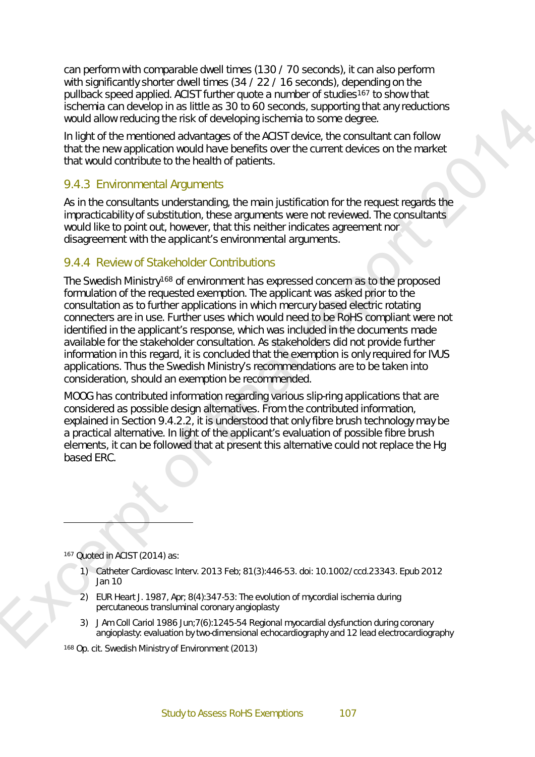can perform with comparable dwell times (130 / 70 seconds), it can also perform with significantly shorter dwell times (34 / 22 / 16 seconds), depending on the pullback speed applied. ACIST further quote a number of studies[167] to show that ischemia can develop in as little as 30 to 60 seconds, supporting that any reductions would allow reducing the risk of developing ischemia to some degree.

In light of the mentioned advantages of the ACIST device, the consultant can follow that the new application would have benefits over the current devices on the market that would contribute to the health of patients.

### 9.4.3 Environmental Arguments

As in the consultants understanding, the main justification for the request regards the impracticability of substitution, these arguments were not reviewed. The consultants would like to point out, however, that this neither indicates agreement nor disagreement with the applicant's environmental arguments.

### 9.4.4 Review of Stakeholder Contributions

The Swedish Ministry[168] of environment has expressed concern as to the proposed formulation of the requested exemption. The applicant was asked prior to the consultation as to further applications in which mercury based electric rotating connecters are in use. Further uses which would need to be RoHS compliant were not identified in the applicant's response, which was included in the documents made available for the stakeholder consultation. As stakeholders did not provide further information in this regard, it is concluded that the exemption is only required for IVUS applications. Thus the Swedish Ministry's recommendations are to be taken into consideration, should an exemption be recommended.

MOOG has contributed information regarding various slip-ring applications that are considered as possible design alternatives. From the contributed information, explained in Section 9.4.2.2, it is understood that only fibre brush technology may be a practical alternative. In light of the applicant's evaluation of possible fibre brush elements, it can be followed that at present this alternative could not replace the Hg based ERC.

---

[167] Quoted in ACIST (2014) as:

1) Catheter Cardiovasc Interv. 2013 Feb; 81(3):446-53. doi: 10.1002/ccd.23343. Epub 2012 Jan 10
2) EUR Heart J. 1987, Apr; 8(4):347-53: The evolution of mycordial ischemia during percutaneous transluminal coronary angioplasty
3) J Am Coll Cariol 1986 Jun;7(6):1245-54 Regional myocardial dysfunction during coronary angioplasty: evaluation by two-dimensional echocardiography and 12 lead electrocardiography

[168] Op. cit. Swedish Ministry of Environment (2013)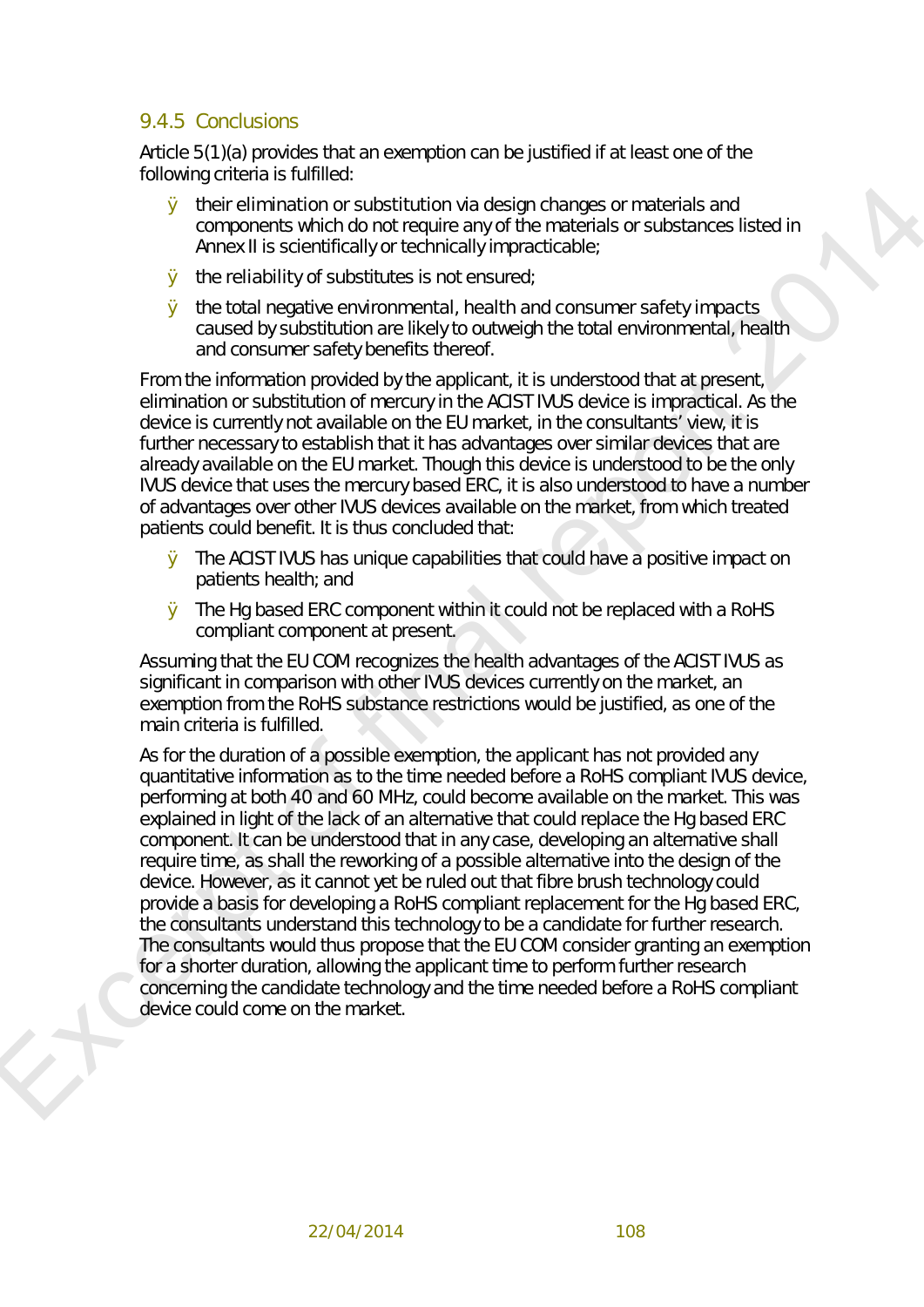### 9.4.5 Conclusions

Article 5(1)(a) provides that an exemption can be justified if at least one of the following criteria is fulfilled:

- their elimination or substitution via design changes or materials and components which do not require any of the materials or substances listed in Annex II is scientifically or technically impracticable;
- the reliability of substitutes is not ensured;
- the total negative environmental, health and consumer safety impacts caused by substitution are likely to outweigh the total environmental, health and consumer safety benefits thereof.

From the information provided by the applicant, it is understood that at present, elimination or substitution of mercury in the ACIST IVUS device is impractical. As the device is currently not available on the EU market, in the consultants' view, it is further necessary to establish that it has advantages over similar devices that are already available on the EU market. Though this device is understood to be the only IVUS device that uses the mercury based ERC, it is also understood to have a number of advantages over other IVUS devices available on the market, from which treated patients could benefit. It is thus concluded that:

- The ACIST IVUS has unique capabilities that could have a positive impact on patients health; and
- The Hg based ERC component within it could not be replaced with a RoHS compliant component at present.

Assuming that the EU COM recognizes the health advantages of the ACIST IVUS as significant in comparison with other IVUS devices currently on the market, an exemption from the RoHS substance restrictions would be justified, as one of the main criteria is fulfilled.

As for the duration of a possible exemption, the applicant has not provided any quantitative information as to the time needed before a RoHS compliant IVUS device, performing at both 40 and 60 MHz, could become available on the market. This was explained in light of the lack of an alternative that could replace the Hg based ERC component. It can be understood that in any case, developing an alternative shall require time, as shall the reworking of a possible alternative into the design of the device. However, as it cannot yet be ruled out that fibre brush technology could provide a basis for developing a RoHS compliant replacement for the Hg based ERC, the consultants understand this technology to be a candidate for further research. The consultants would thus propose that the EU COM consider granting an exemption for a shorter duration, allowing the applicant time to perform further research concerning the candidate technology and the time needed before a RoHS compliant device could come on the market.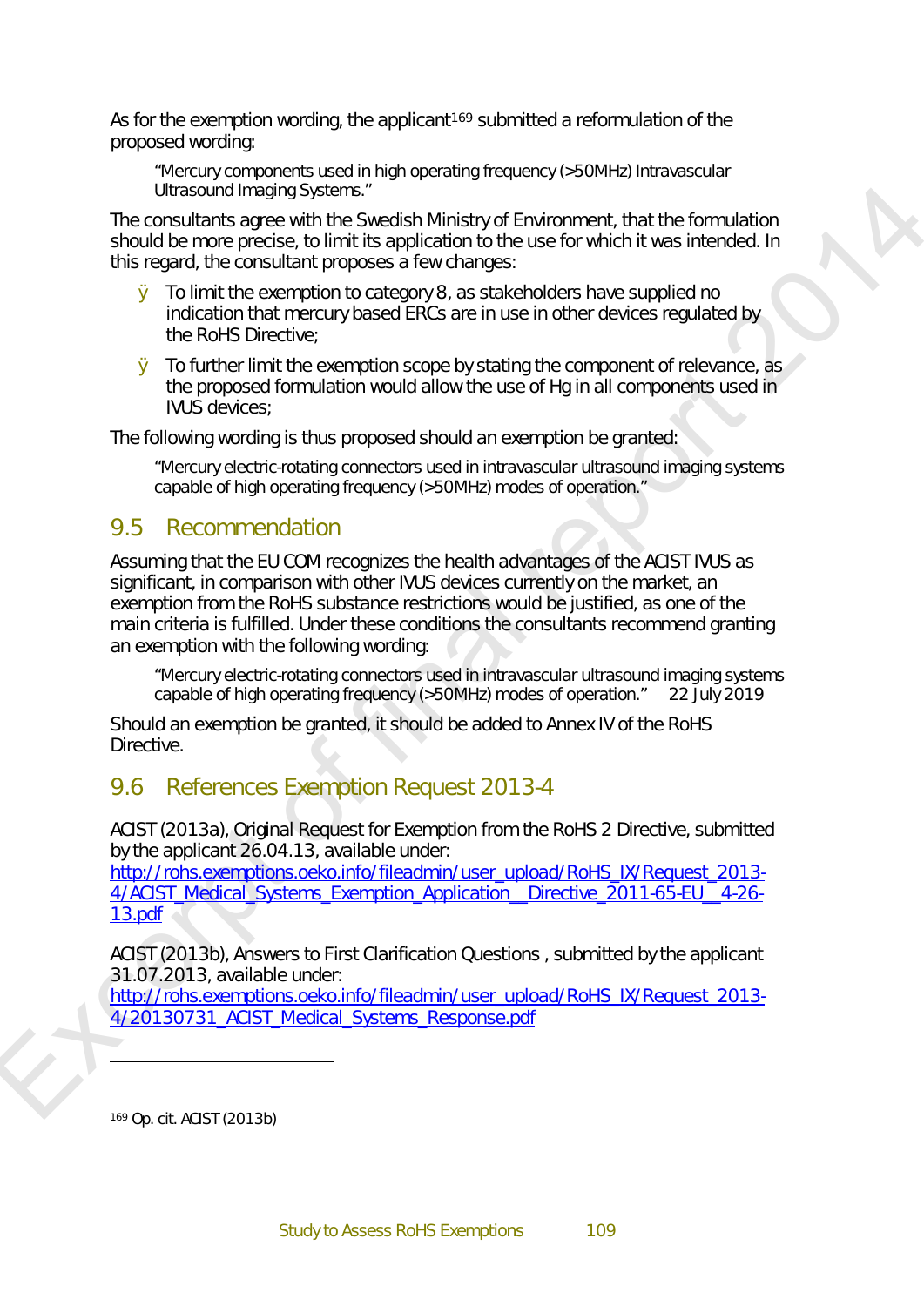As for the exemption wording, the applicant[169] submitted a reformulation of the proposed wording:

> "Mercury components used in high operating frequency (>50MHz) Intravascular Ultrasound Imaging Systems."

The consultants agree with the Swedish Ministry of Environment, that the formulation should be more precise, to limit its application to the use for which it was intended. In this regard, the consultant proposes a few changes:

- To limit the exemption to category 8, as stakeholders have supplied no indication that mercury based ERCs are in use in other devices regulated by the RoHS Directive;
- To further limit the exemption scope by stating the component of relevance, as the proposed formulation would allow the use of Hg in all components used in IVUS devices;

The following wording is thus proposed should an exemption be granted:

> "Mercury electric-rotating connectors used in intravascular ultrasound imaging systems capable of high operating frequency (>50MHz) modes of operation."

## 9.5 Recommendation

Assuming that the EU COM recognizes the health advantages of the ACIST IVUS as significant, in comparison with other IVUS devices currently on the market, an exemption from the RoHS substance restrictions would be justified, as one of the main criteria is fulfilled. Under these conditions the consultants recommend granting an exemption with the following wording:

> "Mercury electric-rotating connectors used in intravascular ultrasound imaging systems capable of high operating frequency (>50MHz) modes of operation." 22 July 2019

Should an exemption be granted, it should be added to Annex IV of the RoHS Directive.

## 9.6 References Exemption Request 2013-4

ACIST (2013a), Original Request for Exemption from the RoHS 2 Directive, submitted by the applicant 26.04.13, available under:
http://rohs.exemptions.oeko.info/fileadmin/user_upload/RoHS_IX/Request_2013-4/ACIST_Medical_Systems_Exemption_Application__Directive_2011-65-EU__4-26-13.pdf

ACIST (2013b), Answers to First Clarification Questions , submitted by the applicant 31.07.2013, available under:
http://rohs.exemptions.oeko.info/fileadmin/user_upload/RoHS_IX/Request_2013-4/20130731_ACIST_Medical_Systems_Response.pdf

---

[169] Op. cit. ACIST (2013b)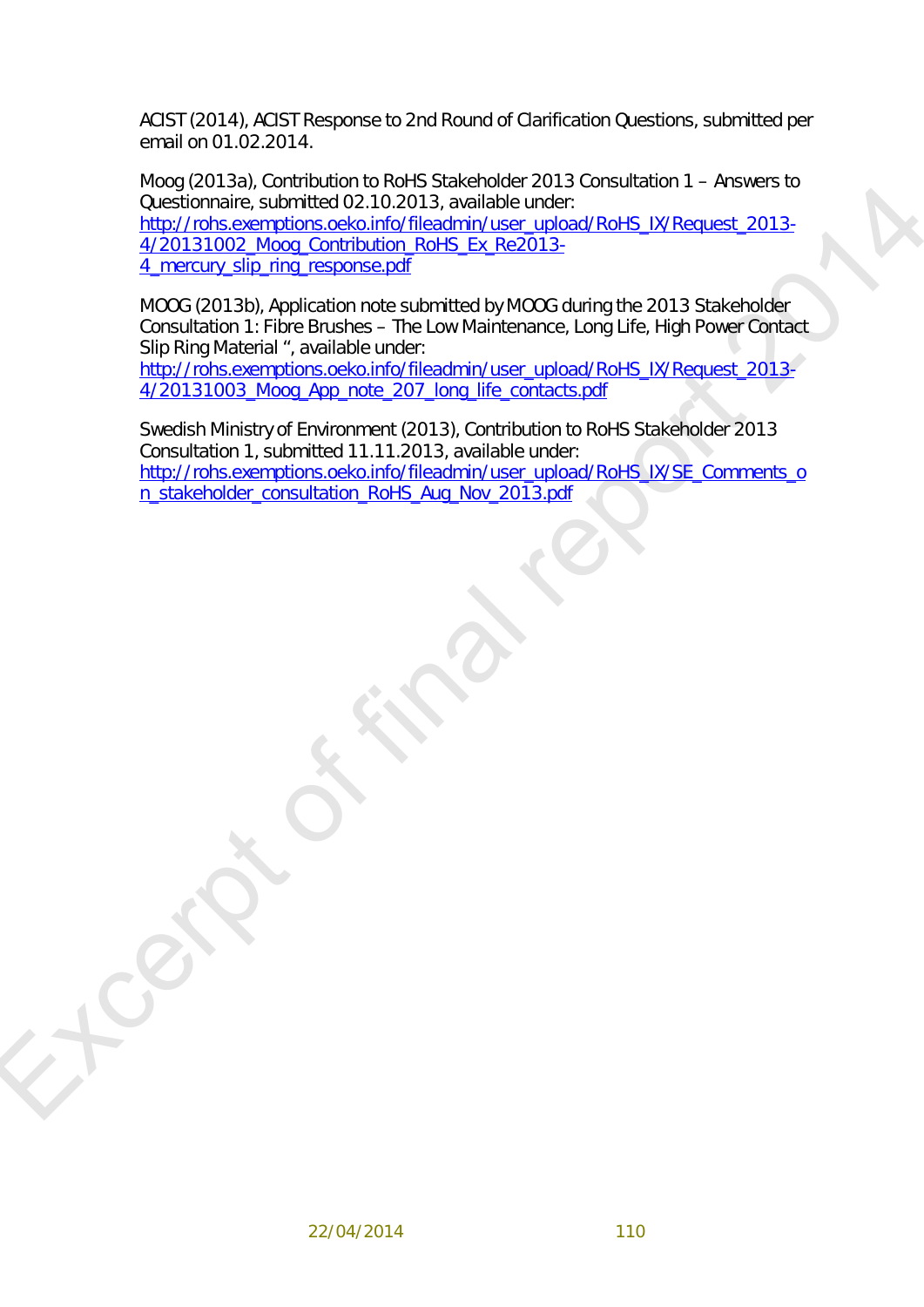ACIST (2014), ACIST Response to 2nd Round of Clarification Questions, submitted per email on 01.02.2014.

Moog (2013a), Contribution to RoHS Stakeholder 2013 Consultation 1 – Answers to Questionnaire, submitted 02.10.2013, available under: http://rohs.exemptions.oeko.info/fileadmin/user_upload/RoHS_IX/Request_2013-4/20131002_Moog_Contribution_RoHS_Ex_Re2013-4_mercury_slip_ring_response.pdf

MOOG (2013b), Application note submitted by MOOG during the 2013 Stakeholder Consultation 1: Fibre Brushes – The Low Maintenance, Long Life, High Power Contact Slip Ring Material ", available under: http://rohs.exemptions.oeko.info/fileadmin/user_upload/RoHS_IX/Request_2013-4/20131003_Moog_App_note_207_long_life_contacts.pdf

Swedish Ministry of Environment (2013), Contribution to RoHS Stakeholder 2013 Consultation 1, submitted 11.11.2013, available under: http://rohs.exemptions.oeko.info/fileadmin/user_upload/RoHS_IX/SE_Comments_on_stakeholder_consultation_RoHS_Aug_Nov_2013.pdf